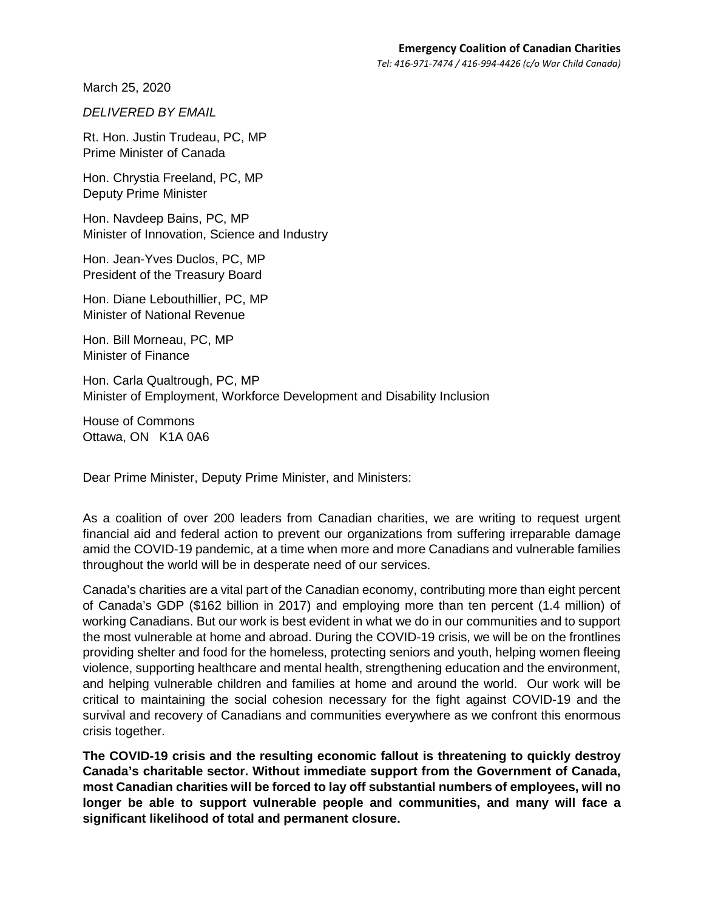**Emergency Coalition of Canadian Charities**
*Tel: 416-971-7474 / 416-994-4426 (c/o War Child Canada)*

March 25, 2020

*DELIVERED BY EMAIL*

Rt. Hon. Justin Trudeau, PC, MP
Prime Minister of Canada

Hon. Chrystia Freeland, PC, MP
Deputy Prime Minister

Hon. Navdeep Bains, PC, MP
Minister of Innovation, Science and Industry

Hon. Jean-Yves Duclos, PC, MP
President of the Treasury Board

Hon. Diane Lebouthillier, PC, MP
Minister of National Revenue

Hon. Bill Morneau, PC, MP
Minister of Finance

Hon. Carla Qualtrough, PC, MP
Minister of Employment, Workforce Development and Disability Inclusion

House of Commons
Ottawa, ON K1A 0A6

Dear Prime Minister, Deputy Prime Minister, and Ministers:

As a coalition of over 200 leaders from Canadian charities, we are writing to request urgent financial aid and federal action to prevent our organizations from suffering irreparable damage amid the COVID-19 pandemic, at a time when more and more Canadians and vulnerable families throughout the world will be in desperate need of our services.

Canada's charities are a vital part of the Canadian economy, contributing more than eight percent of Canada's GDP ($162 billion in 2017) and employing more than ten percent (1.4 million) of working Canadians. But our work is best evident in what we do in our communities and to support the most vulnerable at home and abroad. During the COVID-19 crisis, we will be on the frontlines providing shelter and food for the homeless, protecting seniors and youth, helping women fleeing violence, supporting healthcare and mental health, strengthening education and the environment, and helping vulnerable children and families at home and around the world. Our work will be critical to maintaining the social cohesion necessary for the fight against COVID-19 and the survival and recovery of Canadians and communities everywhere as we confront this enormous crisis together.

**The COVID-19 crisis and the resulting economic fallout is threatening to quickly destroy Canada's charitable sector. Without immediate support from the Government of Canada, most Canadian charities will be forced to lay off substantial numbers of employees, will no longer be able to support vulnerable people and communities, and many will face a significant likelihood of total and permanent closure.**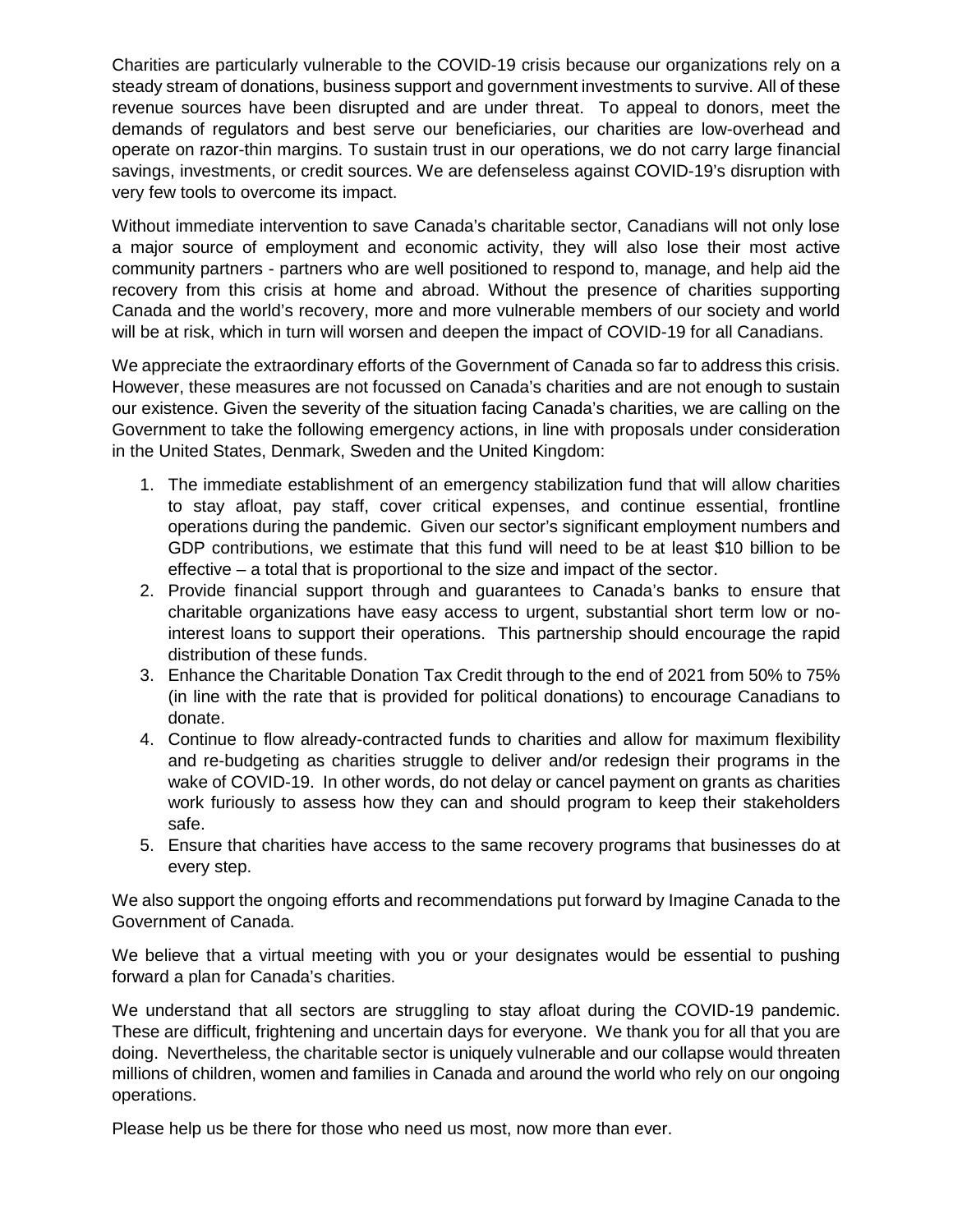Charities are particularly vulnerable to the COVID-19 crisis because our organizations rely on a steady stream of donations, business support and government investments to survive. All of these revenue sources have been disrupted and are under threat. To appeal to donors, meet the demands of regulators and best serve our beneficiaries, our charities are low-overhead and operate on razor-thin margins. To sustain trust in our operations, we do not carry large financial savings, investments, or credit sources. We are defenseless against COVID-19's disruption with very few tools to overcome its impact.

Without immediate intervention to save Canada's charitable sector, Canadians will not only lose a major source of employment and economic activity, they will also lose their most active community partners - partners who are well positioned to respond to, manage, and help aid the recovery from this crisis at home and abroad. Without the presence of charities supporting Canada and the world's recovery, more and more vulnerable members of our society and world will be at risk, which in turn will worsen and deepen the impact of COVID-19 for all Canadians.

We appreciate the extraordinary efforts of the Government of Canada so far to address this crisis. However, these measures are not focussed on Canada's charities and are not enough to sustain our existence. Given the severity of the situation facing Canada's charities, we are calling on the Government to take the following emergency actions, in line with proposals under consideration in the United States, Denmark, Sweden and the United Kingdom:

1. The immediate establishment of an emergency stabilization fund that will allow charities to stay afloat, pay staff, cover critical expenses, and continue essential, frontline operations during the pandemic. Given our sector's significant employment numbers and GDP contributions, we estimate that this fund will need to be at least $10 billion to be effective – a total that is proportional to the size and impact of the sector.
2. Provide financial support through and guarantees to Canada's banks to ensure that charitable organizations have easy access to urgent, substantial short term low or no-interest loans to support their operations. This partnership should encourage the rapid distribution of these funds.
3. Enhance the Charitable Donation Tax Credit through to the end of 2021 from 50% to 75% (in line with the rate that is provided for political donations) to encourage Canadians to donate.
4. Continue to flow already-contracted funds to charities and allow for maximum flexibility and re-budgeting as charities struggle to deliver and/or redesign their programs in the wake of COVID-19. In other words, do not delay or cancel payment on grants as charities work furiously to assess how they can and should program to keep their stakeholders safe.
5. Ensure that charities have access to the same recovery programs that businesses do at every step.

We also support the ongoing efforts and recommendations put forward by Imagine Canada to the Government of Canada.

We believe that a virtual meeting with you or your designates would be essential to pushing forward a plan for Canada's charities.

We understand that all sectors are struggling to stay afloat during the COVID-19 pandemic. These are difficult, frightening and uncertain days for everyone. We thank you for all that you are doing. Nevertheless, the charitable sector is uniquely vulnerable and our collapse would threaten millions of children, women and families in Canada and around the world who rely on our ongoing operations.

Please help us be there for those who need us most, now more than ever.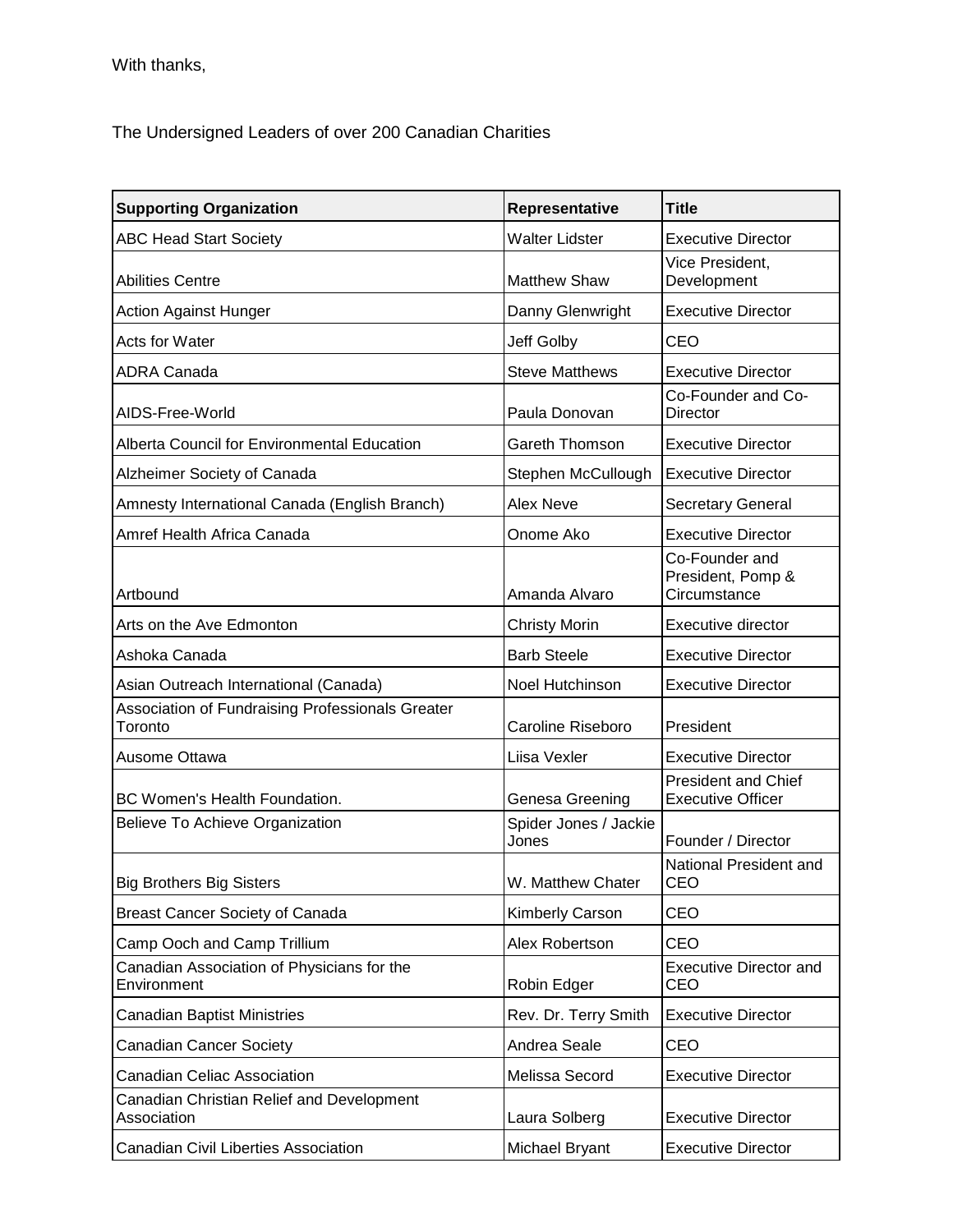With thanks,

The Undersigned Leaders of over 200 Canadian Charities

| Supporting Organization | Representative | Title |
|---|---|---|
| ABC Head Start Society | Walter Lidster | Executive Director |
| Abilities Centre | Matthew Shaw | Vice President, Development |
| Action Against Hunger | Danny Glenwright | Executive Director |
| Acts for Water | Jeff Golby | CEO |
| ADRA Canada | Steve Matthews | Executive Director |
| AIDS-Free-World | Paula Donovan | Co-Founder and Co-Director |
| Alberta Council for Environmental Education | Gareth Thomson | Executive Director |
| Alzheimer Society of Canada | Stephen McCullough | Executive Director |
| Amnesty International Canada (English Branch) | Alex Neve | Secretary General |
| Amref Health Africa Canada | Onome Ako | Executive Director |
| Artbound | Amanda Alvaro | Co-Founder and President, Pomp & Circumstance |
| Arts on the Ave Edmonton | Christy Morin | Executive director |
| Ashoka Canada | Barb Steele | Executive Director |
| Asian Outreach International (Canada) | Noel Hutchinson | Executive Director |
| Association of Fundraising Professionals Greater Toronto | Caroline Riseboro | President |
| Ausome Ottawa | Liisa Vexler | Executive Director |
| BC Women's Health Foundation. | Genesa Greening | President and Chief Executive Officer |
| Believe To Achieve Organization | Spider Jones / Jackie Jones | Founder / Director |
| Big Brothers Big Sisters | W. Matthew Chater | National President and CEO |
| Breast Cancer Society of Canada | Kimberly Carson | CEO |
| Camp Ooch and Camp Trillium | Alex Robertson | CEO |
| Canadian Association of Physicians for the Environment | Robin Edger | Executive Director and CEO |
| Canadian Baptist Ministries | Rev. Dr. Terry Smith | Executive Director |
| Canadian Cancer Society | Andrea Seale | CEO |
| Canadian Celiac Association | Melissa Secord | Executive Director |
| Canadian Christian Relief and Development Association | Laura Solberg | Executive Director |
| Canadian Civil Liberties Association | Michael Bryant | Executive Director |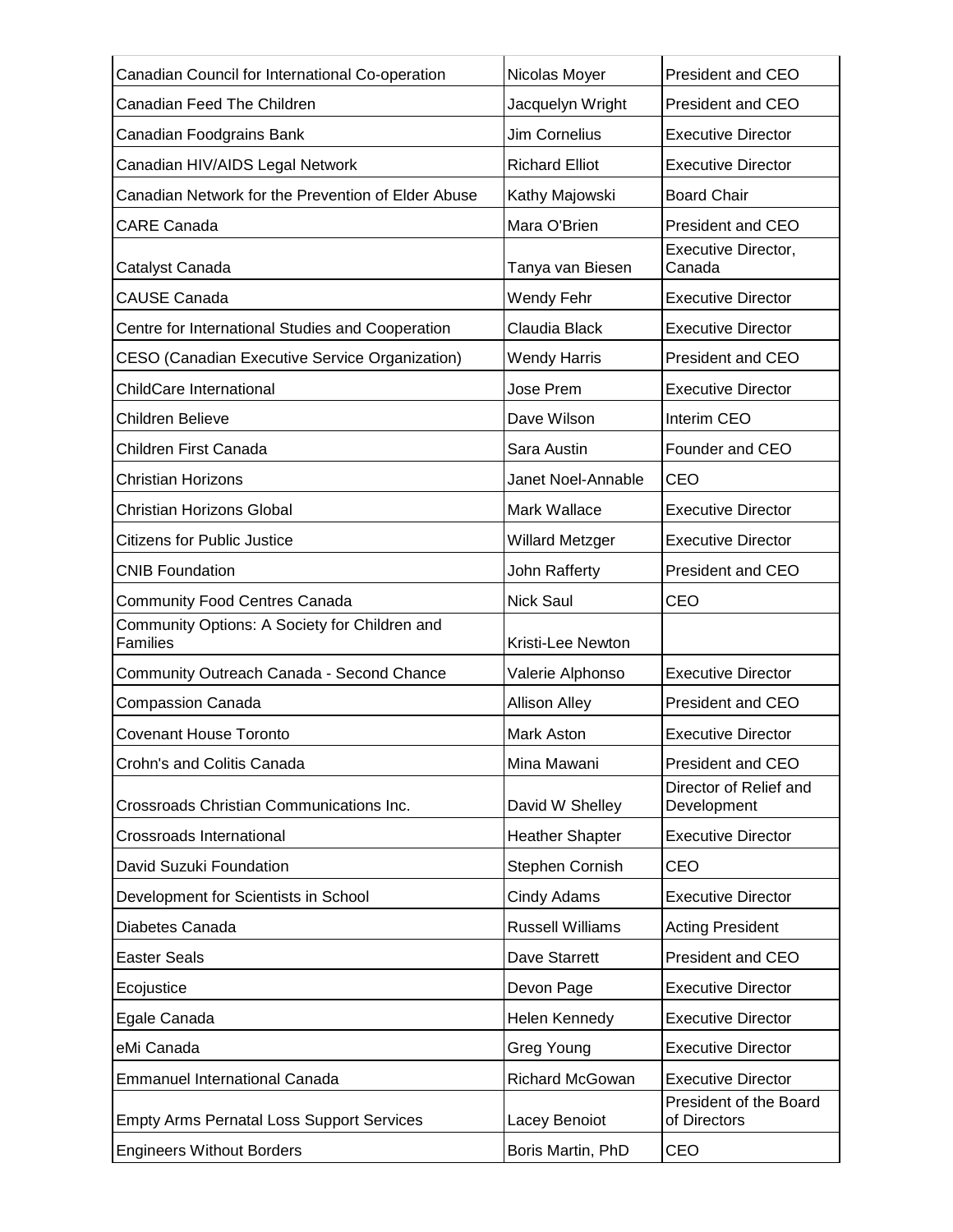| Canadian Council for International Co-operation | Nicolas Moyer | President and CEO |
|---|---|---|
| Canadian Feed The Children | Jacquelyn Wright | President and CEO |
| Canadian Foodgrains Bank | Jim Cornelius | Executive Director |
| Canadian HIV/AIDS Legal Network | Richard Elliot | Executive Director |
| Canadian Network for the Prevention of Elder Abuse | Kathy Majowski | Board Chair |
| CARE Canada | Mara O'Brien | President and CEO |
| Catalyst Canada | Tanya van Biesen | Executive Director, Canada |
| CAUSE Canada | Wendy Fehr | Executive Director |
| Centre for International Studies and Cooperation | Claudia Black | Executive Director |
| CESO (Canadian Executive Service Organization) | Wendy Harris | President and CEO |
| ChildCare International | Jose Prem | Executive Director |
| Children Believe | Dave Wilson | Interim CEO |
| Children First Canada | Sara Austin | Founder and CEO |
| Christian Horizons | Janet Noel-Annable | CEO |
| Christian Horizons Global | Mark Wallace | Executive Director |
| Citizens for Public Justice | Willard Metzger | Executive Director |
| CNIB Foundation | John Rafferty | President and CEO |
| Community Food Centres Canada | Nick Saul | CEO |
| Community Options: A Society for Children and Families | Kristi-Lee Newton | |
| Community Outreach Canada - Second Chance | Valerie Alphonso | Executive Director |
| Compassion Canada | Allison Alley | President and CEO |
| Covenant House Toronto | Mark Aston | Executive Director |
| Crohn's and Colitis Canada | Mina Mawani | President and CEO |
| Crossroads Christian Communications Inc. | David W Shelley | Director of Relief and Development |
| Crossroads International | Heather Shapter | Executive Director |
| David Suzuki Foundation | Stephen Cornish | CEO |
| Development for Scientists in School | Cindy Adams | Executive Director |
| Diabetes Canada | Russell Williams | Acting President |
| Easter Seals | Dave Starrett | President and CEO |
| Ecojustice | Devon Page | Executive Director |
| Egale Canada | Helen Kennedy | Executive Director |
| eMi Canada | Greg Young | Executive Director |
| Emmanuel International Canada | Richard McGowan | Executive Director |
| Empty Arms Pernatal Loss Support Services | Lacey Benoiot | President of the Board of Directors |
| Engineers Without Borders | Boris Martin, PhD | CEO |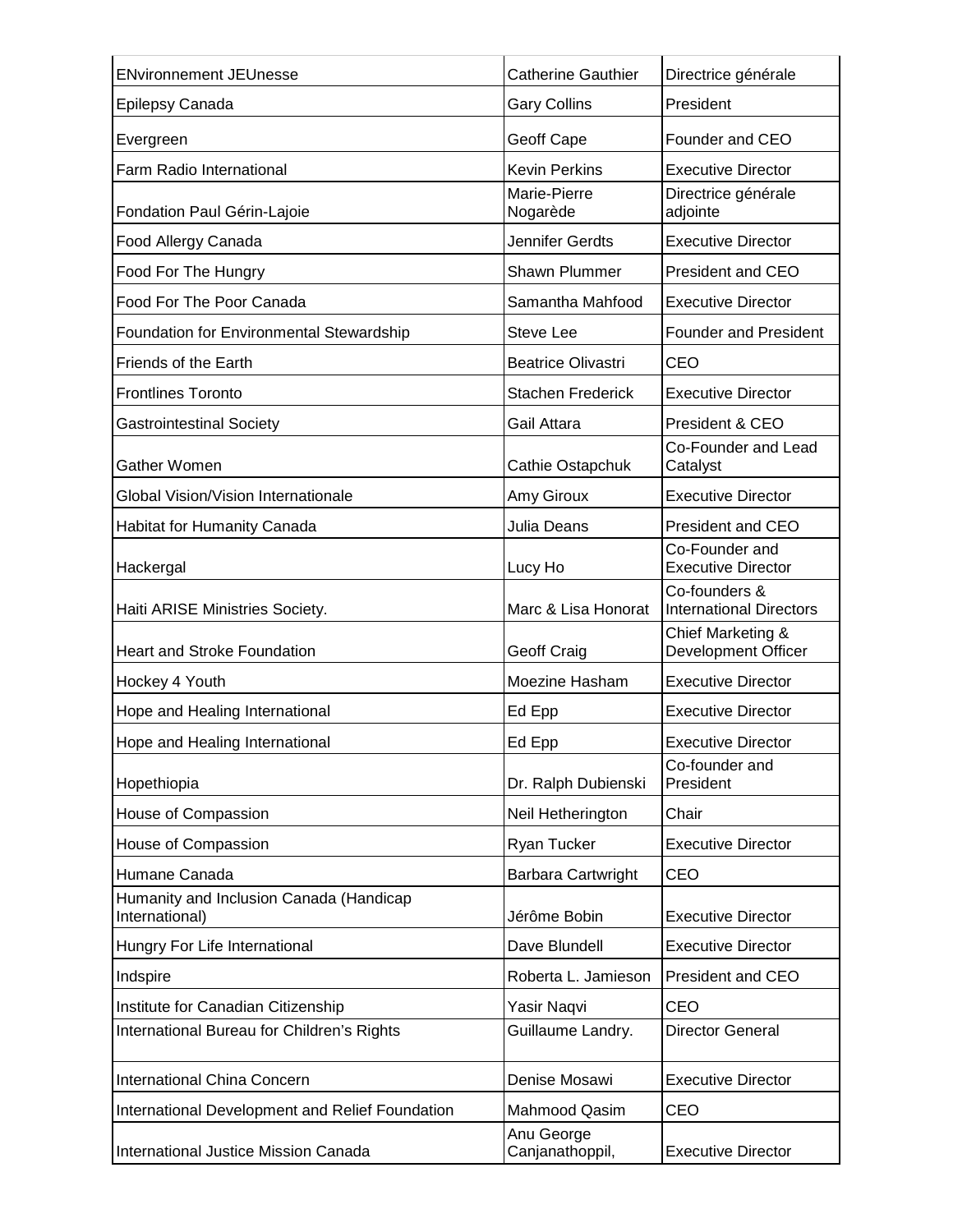| | | |
|---|---|---|
| ENvironnement JEUnesse | Catherine Gauthier | Directrice générale |
| Epilepsy Canada | Gary Collins | President |
| Evergreen | Geoff Cape | Founder and CEO |
| Farm Radio International | Kevin Perkins | Executive Director |
| Fondation Paul Gérin-Lajoie | Marie-Pierre Nogarède | Directrice générale adjointe |
| Food Allergy Canada | Jennifer Gerdts | Executive Director |
| Food For The Hungry | Shawn Plummer | President and CEO |
| Food For The Poor Canada | Samantha Mahfood | Executive Director |
| Foundation for Environmental Stewardship | Steve Lee | Founder and President |
| Friends of the Earth | Beatrice Olivastri | CEO |
| Frontlines Toronto | Stachen Frederick | Executive Director |
| Gastrointestinal Society | Gail Attara | President & CEO |
| Gather Women | Cathie Ostapchuk | Co-Founder and Lead Catalyst |
| Global Vision/Vision Internationale | Amy Giroux | Executive Director |
| Habitat for Humanity Canada | Julia Deans | President and CEO |
| Hackergal | Lucy Ho | Co-Founder and Executive Director |
| Haiti ARISE Ministries Society. | Marc & Lisa Honorat | Co-founders & International Directors |
| Heart and Stroke Foundation | Geoff Craig | Chief Marketing & Development Officer |
| Hockey 4 Youth | Moezine Hasham | Executive Director |
| Hope and Healing International | Ed Epp | Executive Director |
| Hope and Healing International | Ed Epp | Executive Director |
| Hopethiopia | Dr. Ralph Dubienski | Co-founder and President |
| House of Compassion | Neil Hetherington | Chair |
| House of Compassion | Ryan Tucker | Executive Director |
| Humane Canada | Barbara Cartwright | CEO |
| Humanity and Inclusion Canada (Handicap International) | Jérôme Bobin | Executive Director |
| Hungry For Life International | Dave Blundell | Executive Director |
| Indspire | Roberta L. Jamieson | President and CEO |
| Institute for Canadian Citizenship | Yasir Naqvi | CEO |
| International Bureau for Children's Rights | Guillaume Landry. | Director General |
| International China Concern | Denise Mosawi | Executive Director |
| International Development and Relief Foundation | Mahmood Qasim | CEO |
| International Justice Mission Canada | Anu George Canjanathoppil, | Executive Director |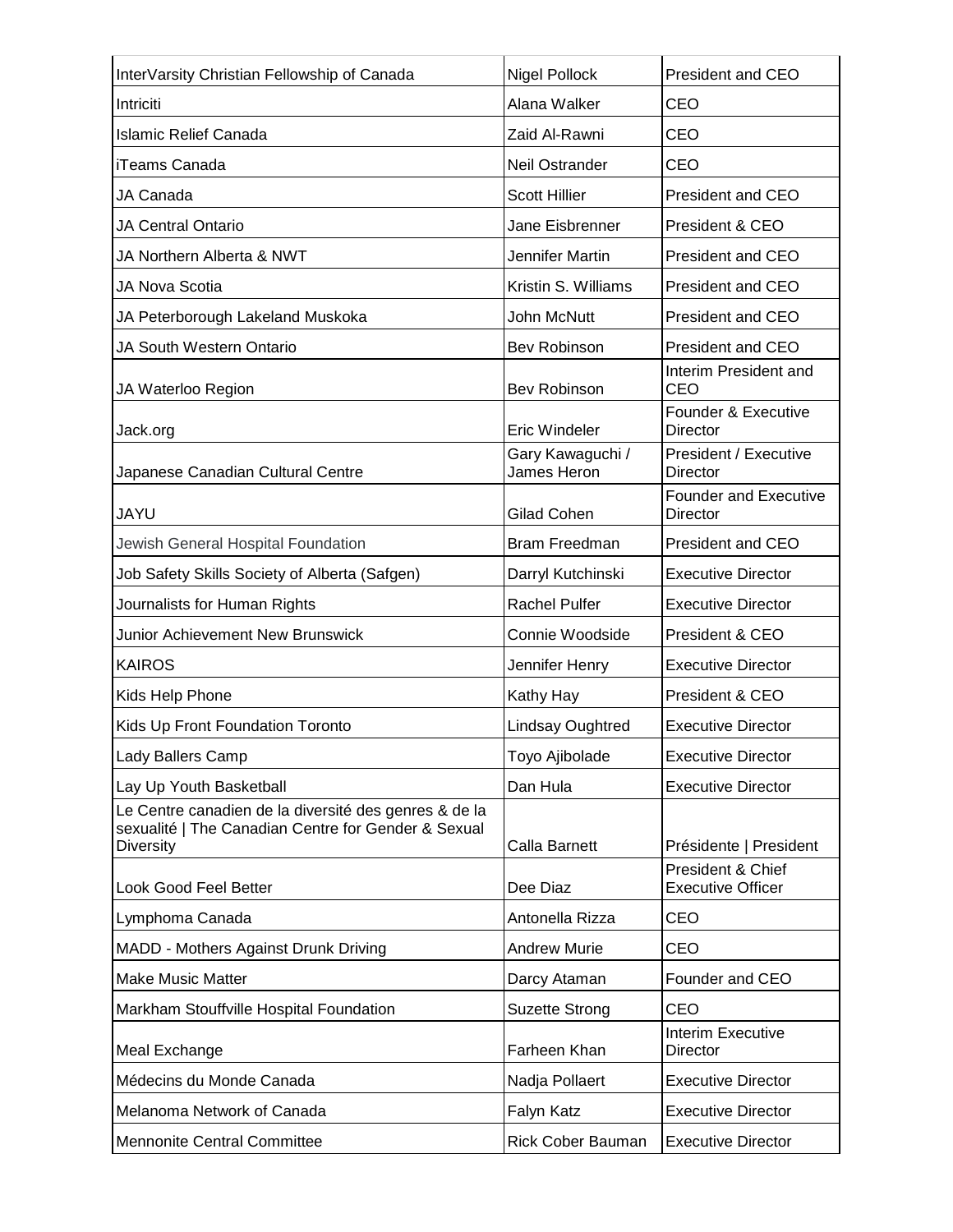| | | |
|---|---|---|
| InterVarsity Christian Fellowship of Canada | Nigel Pollock | President and CEO |
| Intriciti | Alana Walker | CEO |
| Islamic Relief Canada | Zaid Al-Rawni | CEO |
| iTeams Canada | Neil Ostrander | CEO |
| JA Canada | Scott Hillier | President and CEO |
| JA Central Ontario | Jane Eisbrenner | President & CEO |
| JA Northern Alberta & NWT | Jennifer Martin | President and CEO |
| JA Nova Scotia | Kristin S. Williams | President and CEO |
| JA Peterborough Lakeland Muskoka | John McNutt | President and CEO |
| JA South Western Ontario | Bev Robinson | President and CEO |
| JA Waterloo Region | Bev Robinson | Interim President and CEO |
| Jack.org | Eric Windeler | Founder & Executive Director |
| Japanese Canadian Cultural Centre | Gary Kawaguchi / James Heron | President / Executive Director |
| JAYU | Gilad Cohen | Founder and Executive Director |
| Jewish General Hospital Foundation | Bram Freedman | President and CEO |
| Job Safety Skills Society of Alberta (Safgen) | Darryl Kutchinski | Executive Director |
| Journalists for Human Rights | Rachel Pulfer | Executive Director |
| Junior Achievement New Brunswick | Connie Woodside | President & CEO |
| KAIROS | Jennifer Henry | Executive Director |
| Kids Help Phone | Kathy Hay | President & CEO |
| Kids Up Front Foundation Toronto | Lindsay Oughtred | Executive Director |
| Lady Ballers Camp | Toyo Ajibolade | Executive Director |
| Lay Up Youth Basketball | Dan Hula | Executive Director |
| Le Centre canadien de la diversité des genres & de la sexualité \| The Canadian Centre for Gender & Sexual Diversity | Calla Barnett | Présidente \| President |
| Look Good Feel Better | Dee Diaz | President & Chief Executive Officer |
| Lymphoma Canada | Antonella Rizza | CEO |
| MADD - Mothers Against Drunk Driving | Andrew Murie | CEO |
| Make Music Matter | Darcy Ataman | Founder and CEO |
| Markham Stouffville Hospital Foundation | Suzette Strong | CEO |
| Meal Exchange | Farheen Khan | Interim Executive Director |
| Médecins du Monde Canada | Nadja Pollaert | Executive Director |
| Melanoma Network of Canada | Falyn Katz | Executive Director |
| Mennonite Central Committee | Rick Cober Bauman | Executive Director |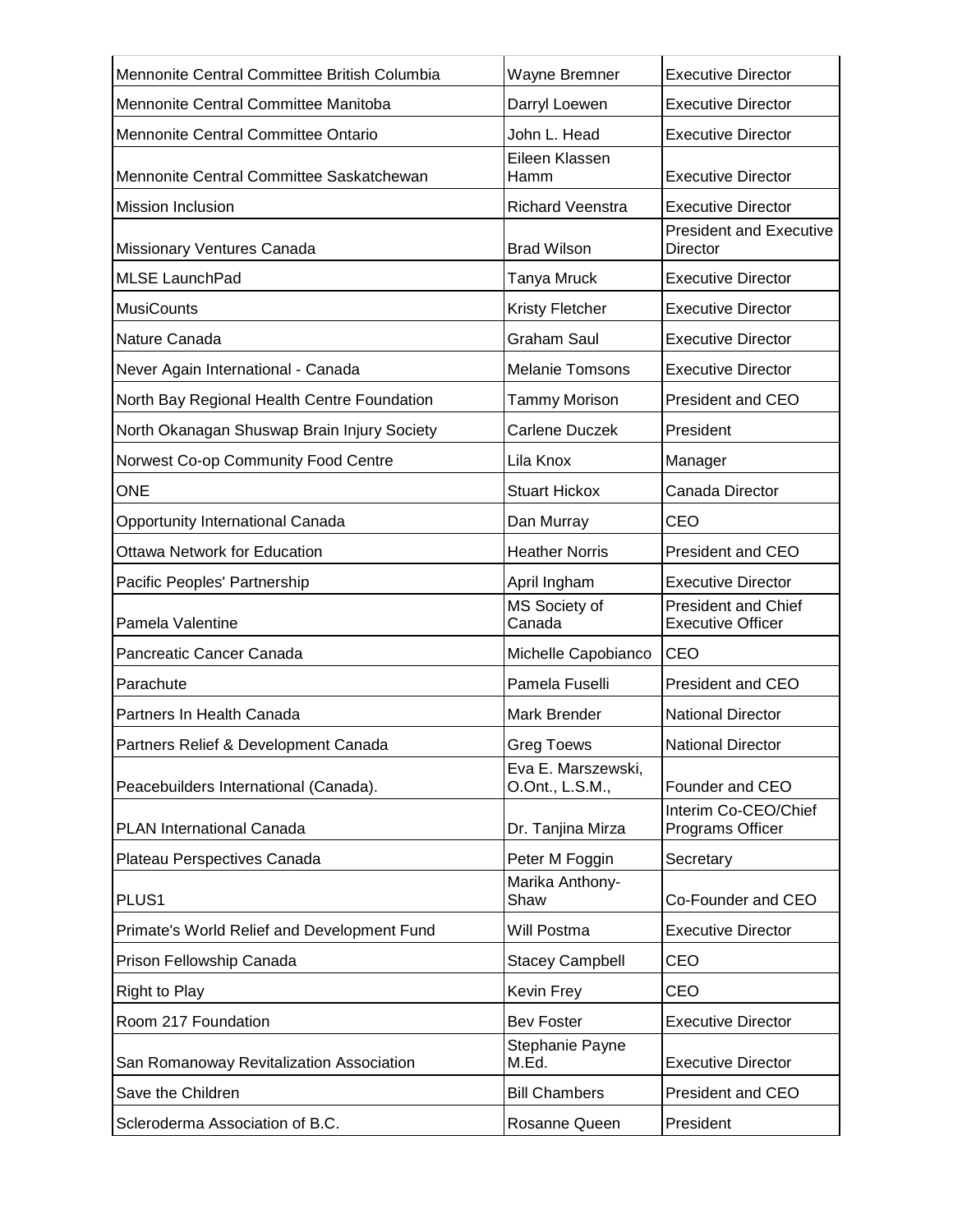| | | |
|---|---|---|
| Mennonite Central Committee British Columbia | Wayne Bremner | Executive Director |
| Mennonite Central Committee Manitoba | Darryl Loewen | Executive Director |
| Mennonite Central Committee Ontario | John L. Head | Executive Director |
| Mennonite Central Committee Saskatchewan | Eileen Klassen Hamm | Executive Director |
| Mission Inclusion | Richard Veenstra | Executive Director |
| Missionary Ventures Canada | Brad Wilson | President and Executive Director |
| MLSE LaunchPad | Tanya Mruck | Executive Director |
| MusiCounts | Kristy Fletcher | Executive Director |
| Nature Canada | Graham Saul | Executive Director |
| Never Again International - Canada | Melanie Tomsons | Executive Director |
| North Bay Regional Health Centre Foundation | Tammy Morison | President and CEO |
| North Okanagan Shuswap Brain Injury Society | Carlene Duczek | President |
| Norwest Co-op Community Food Centre | Lila Knox | Manager |
| ONE | Stuart Hickox | Canada Director |
| Opportunity International Canada | Dan Murray | CEO |
| Ottawa Network for Education | Heather Norris | President and CEO |
| Pacific Peoples' Partnership | April Ingham | Executive Director |
| Pamela Valentine | MS Society of Canada | President and Chief Executive Officer |
| Pancreatic Cancer Canada | Michelle Capobianco | CEO |
| Parachute | Pamela Fuselli | President and CEO |
| Partners In Health Canada | Mark Brender | National Director |
| Partners Relief & Development Canada | Greg Toews | National Director |
| Peacebuilders International (Canada). | Eva E. Marszewski, O.Ont., L.S.M., | Founder and CEO |
| PLAN International Canada | Dr. Tanjina Mirza | Interim Co-CEO/Chief Programs Officer |
| Plateau Perspectives Canada | Peter M Foggin | Secretary |
| PLUS1 | Marika Anthony-Shaw | Co-Founder and CEO |
| Primate's World Relief and Development Fund | Will Postma | Executive Director |
| Prison Fellowship Canada | Stacey Campbell | CEO |
| Right to Play | Kevin Frey | CEO |
| Room 217 Foundation | Bev Foster | Executive Director |
| San Romanoway Revitalization Association | Stephanie Payne M.Ed. | Executive Director |
| Save the Children | Bill Chambers | President and CEO |
| Scleroderma Association of B.C. | Rosanne Queen | President |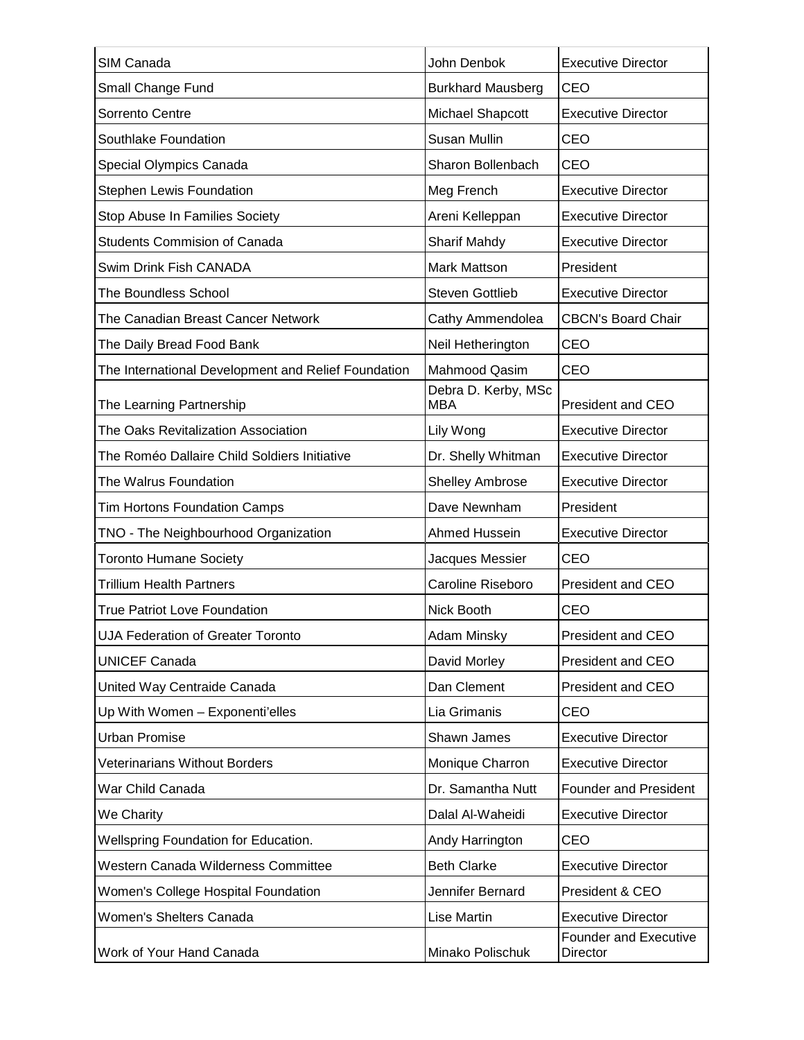| SIM Canada | John Denbok | Executive Director |
| --- | --- | --- |
| Small Change Fund | Burkhard Mausberg | CEO |
| Sorrento Centre | Michael Shapcott | Executive Director |
| Southlake Foundation | Susan Mullin | CEO |
| Special Olympics Canada | Sharon Bollenbach | CEO |
| Stephen Lewis Foundation | Meg French | Executive Director |
| Stop Abuse In Families Society | Areni Kelleppan | Executive Director |
| Students Commision of Canada | Sharif Mahdy | Executive Director |
| Swim Drink Fish CANADA | Mark Mattson | President |
| The Boundless School | Steven Gottlieb | Executive Director |
| The Canadian Breast Cancer Network | Cathy Ammendolea | CBCN's Board Chair |
| The Daily Bread Food Bank | Neil Hetherington | CEO |
| The International Development and Relief Foundation | Mahmood Qasim | CEO |
| The Learning Partnership | Debra D. Kerby, MSc MBA | President and CEO |
| The Oaks Revitalization Association | Lily Wong | Executive Director |
| The Roméo Dallaire Child Soldiers Initiative | Dr. Shelly Whitman | Executive Director |
| The Walrus Foundation | Shelley Ambrose | Executive Director |
| Tim Hortons Foundation Camps | Dave Newnham | President |
| TNO - The Neighbourhood Organization | Ahmed Hussein | Executive Director |
| Toronto Humane Society | Jacques Messier | CEO |
| Trillium Health Partners | Caroline Riseboro | President and CEO |
| True Patriot Love Foundation | Nick Booth | CEO |
| UJA Federation of Greater Toronto | Adam Minsky | President and CEO |
| UNICEF Canada | David Morley | President and CEO |
| United Way Centraide Canada | Dan Clement | President and CEO |
| Up With Women – Exponenti'elles | Lia Grimanis | CEO |
| Urban Promise | Shawn James | Executive Director |
| Veterinarians Without Borders | Monique Charron | Executive Director |
| War Child Canada | Dr. Samantha Nutt | Founder and President |
| We Charity | Dalal Al-Waheidi | Executive Director |
| Wellspring Foundation for Education. | Andy Harrington | CEO |
| Western Canada Wilderness Committee | Beth Clarke | Executive Director |
| Women's College Hospital Foundation | Jennifer Bernard | President & CEO |
| Women's Shelters Canada | Lise Martin | Executive Director |
| Work of Your Hand Canada | Minako Polischuk | Founder and Executive Director |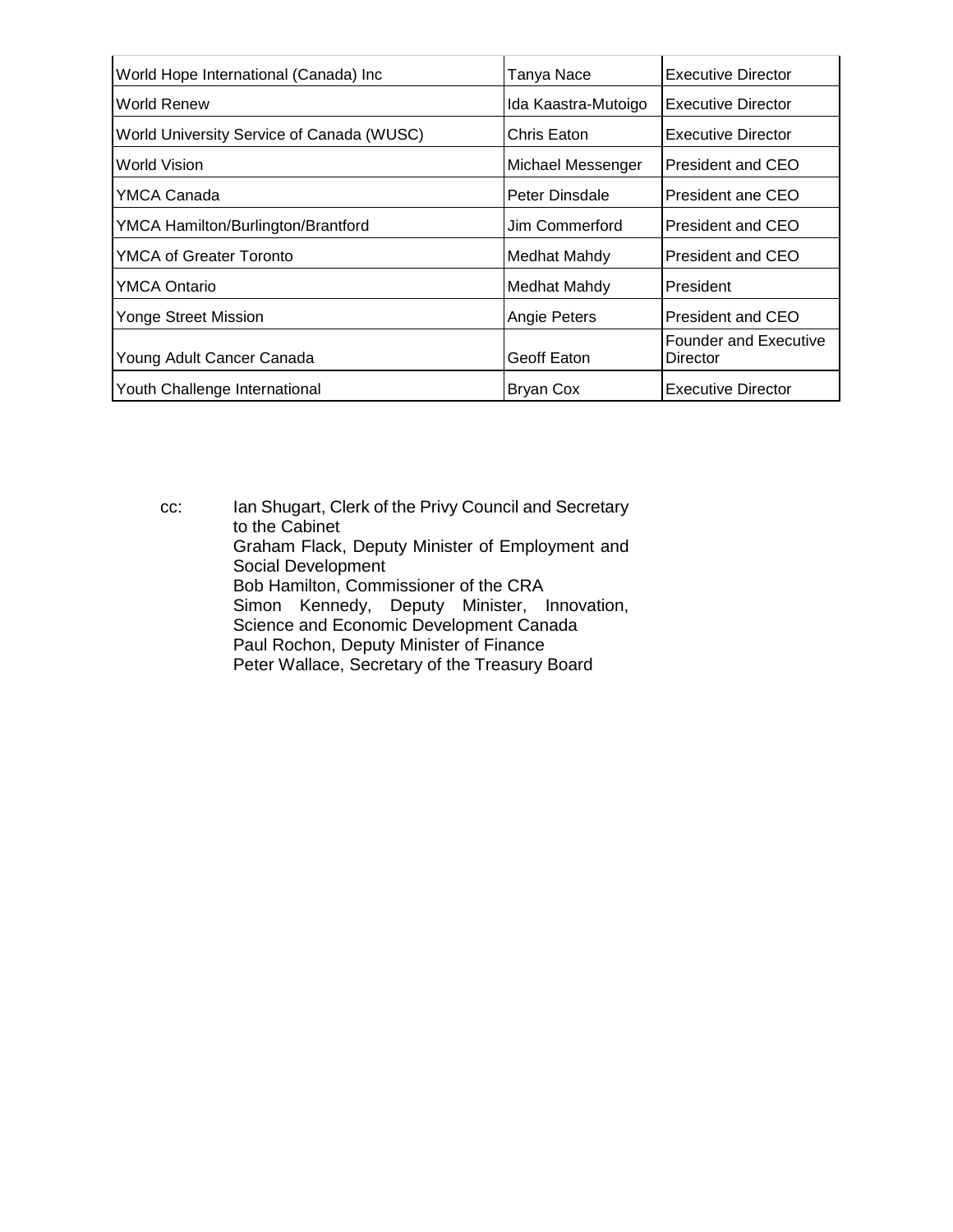| | | |
|---|---|---|
| World Hope International (Canada) Inc | Tanya Nace | Executive Director |
| World Renew | Ida Kaastra-Mutoigo | Executive Director |
| World University Service of Canada (WUSC) | Chris Eaton | Executive Director |
| World Vision | Michael Messenger | President and CEO |
| YMCA Canada | Peter Dinsdale | President ane CEO |
| YMCA Hamilton/Burlington/Brantford | Jim Commerford | President and CEO |
| YMCA of Greater Toronto | Medhat Mahdy | President and CEO |
| YMCA Ontario | Medhat Mahdy | President |
| Yonge Street Mission | Angie Peters | President and CEO |
| Young Adult Cancer Canada | Geoff Eaton | Founder and Executive Director |
| Youth Challenge International | Bryan Cox | Executive Director |

cc: Ian Shugart, Clerk of the Privy Council and Secretary to the Cabinet
Graham Flack, Deputy Minister of Employment and Social Development
Bob Hamilton, Commissioner of the CRA
Simon Kennedy, Deputy Minister, Innovation, Science and Economic Development Canada
Paul Rochon, Deputy Minister of Finance
Peter Wallace, Secretary of the Treasury Board